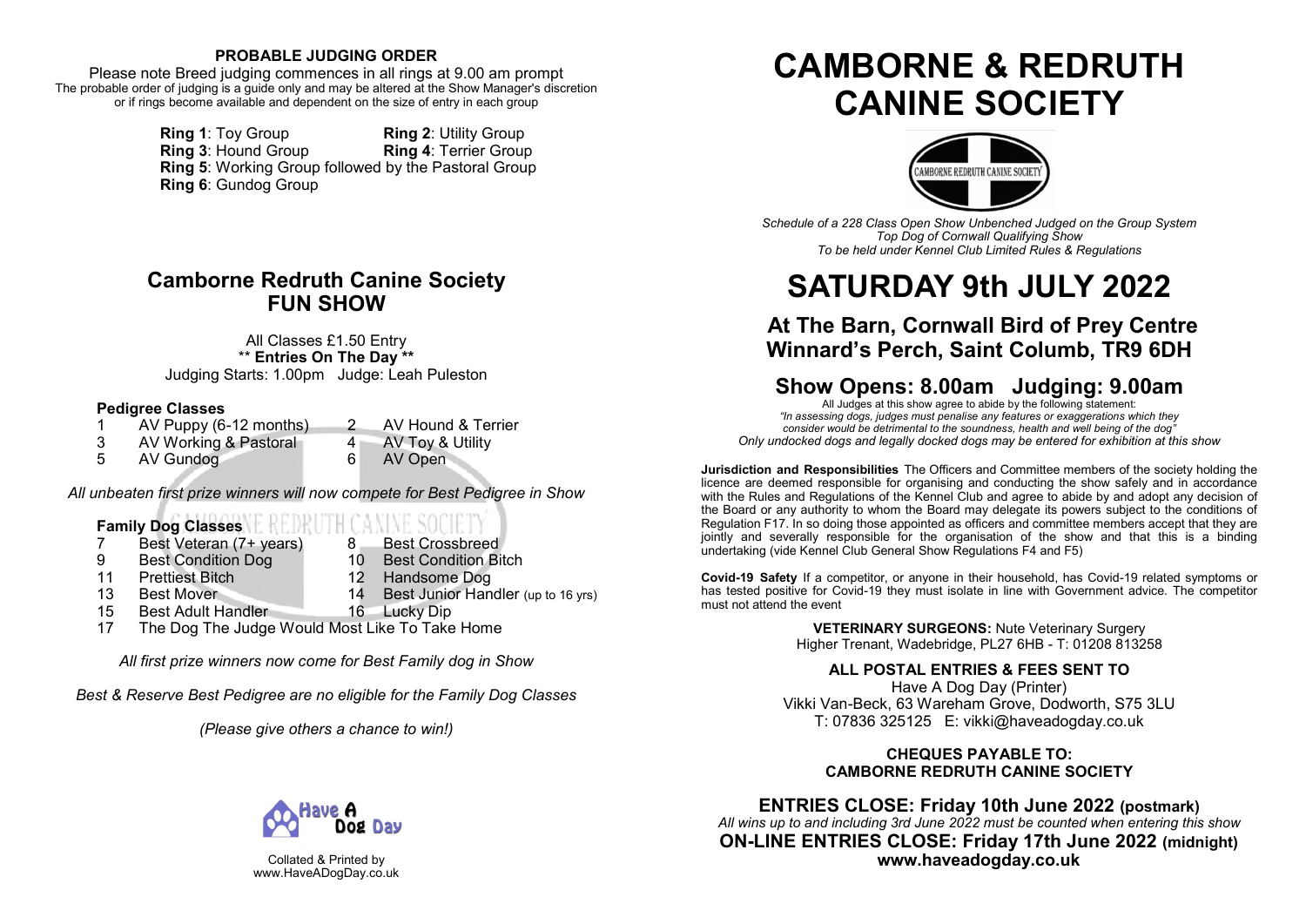**PROBABLE JUDGING ORDER**

Please note Breed judging commences in all rings at 9.00 am prompt
The probable order of judging is a guide only and may be altered at the Show Manager's discretion or if rings become available and dependent on the size of entry in each group

**Ring 1**: Toy Group
**Ring 2**: Utility Group
**Ring 3**: Hound Group
**Ring 4**: Terrier Group
**Ring 5**: Working Group followed by the Pastoral Group
**Ring 6**: Gundog Group

## Camborne Redruth Canine Society FUN SHOW

All Classes £1.50 Entry
** **Entries On The Day** **
Judging Starts: 1.00pm Judge: Leah Puleston

**Pedigree Classes**

| | | | |
|---|---|---|---|
| 1 | AV Puppy (6-12 months) | 2 | AV Hound & Terrier |
| 3 | AV Working & Pastoral | 4 | AV Toy & Utility |
| 5 | AV Gundog | 6 | AV Open |

*All unbeaten first prize winners will now compete for Best Pedigree in Show*

**Family Dog Classes**

| | | | |
|---|---|---|---|
| 7 | Best Veteran (7+ years) | 8 | Best Crossbreed |
| 9 | Best Condition Dog | 10 | Best Condition Bitch |
| 11 | Prettiest Bitch | 12 | Handsome Dog |
| 13 | Best Mover | 14 | Best Junior Handler (up to 16 yrs) |
| 15 | Best Adult Handler | 16 | Lucky Dip |
| 17 | The Dog The Judge Would Most Like To Take Home | | |

*All first prize winners now come for Best Family dog in Show*

*Best & Reserve Best Pedigree are no eligible for the Family Dog Classes*

*(Please give others a chance to win!)*

Collated & Printed by
www.HaveADogDay.co.uk

# CAMBORNE & REDRUTH CANINE SOCIETY

*Schedule of a 228 Class Open Show Unbenched Judged on the Group System*
*Top Dog of Cornwall Qualifying Show*
*To be held under Kennel Club Limited Rules & Regulations*

# SATURDAY 9th JULY 2022

## At The Barn, Cornwall Bird of Prey Centre Winnard's Perch, Saint Columb, TR9 6DH

## Show Opens: 8.00am Judging: 9.00am

All Judges at this show agree to abide by the following statement:
*"In assessing dogs, judges must penalise any features or exaggerations which they consider would be detrimental to the soundness, health and well being of the dog"*
*Only undocked dogs and legally docked dogs may be entered for exhibition at this show*

**Jurisdiction and Responsibilities** The Officers and Committee members of the society holding the licence are deemed responsible for organising and conducting the show safely and in accordance with the Rules and Regulations of the Kennel Club and agree to abide by and adopt any decision of the Board or any authority to whom the Board may delegate its powers subject to the conditions of Regulation F17. In so doing those appointed as officers and committee members accept that they are jointly and severally responsible for the organisation of the show and that this is a binding undertaking (vide Kennel Club General Show Regulations F4 and F5)

**Covid-19 Safety** If a competitor, or anyone in their household, has Covid-19 related symptoms or has tested positive for Covid-19 they must isolate in line with Government advice. The competitor must not attend the event

**VETERINARY SURGEONS:** Nute Veterinary Surgery
Higher Trenant, Wadebridge, PL27 6HB - T: 01208 813258

**ALL POSTAL ENTRIES & FEES SENT TO**
Have A Dog Day (Printer)
Vikki Van-Beck, 63 Wareham Grove, Dodworth, S75 3LU
T: 07836 325125 E: vikki@haveadogday.co.uk

**CHEQUES PAYABLE TO:**
**CAMBORNE REDRUTH CANINE SOCIETY**

**ENTRIES CLOSE: Friday 10th June 2022 (postmark)**
*All wins up to and including 3rd June 2022 must be counted when entering this show*
**ON-LINE ENTRIES CLOSE: Friday 17th June 2022 (midnight)**
**www.haveadogday.co.uk**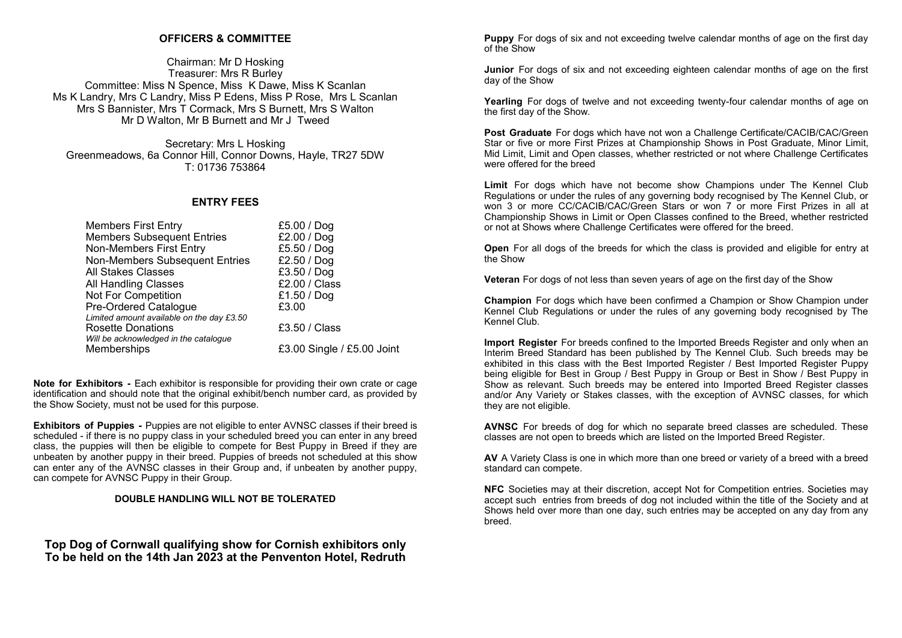## OFFICERS & COMMITTEE

Chairman: Mr D Hosking
Treasurer: Mrs R Burley
Committee: Miss N Spence, Miss K Dawe, Miss K Scanlan
Ms K Landry, Mrs C Landry, Miss P Edens, Miss P Rose, Mrs L Scanlan
Mrs S Bannister, Mrs T Cormack, Mrs S Burnett, Mrs S Walton
Mr D Walton, Mr B Burnett and Mr J Tweed

Secretary: Mrs L Hosking
Greenmeadows, 6a Connor Hill, Connor Downs, Hayle, TR27 5DW
T: 01736 753864

## ENTRY FEES

| | |
|---|---|
| Members First Entry | £5.00 / Dog |
| Members Subsequent Entries | £2.00 / Dog |
| Non-Members First Entry | £5.50 / Dog |
| Non-Members Subsequent Entries | £2.50 / Dog |
| All Stakes Classes | £3.50 / Dog |
| All Handling Classes | £2.00 / Class |
| Not For Competition | £1.50 / Dog |
| Pre-Ordered Catalogue *Limited amount available on the day £3.50* | £3.00 |
| Rosette Donations *Will be acknowledged in the catalogue* | £3.50 / Class |
| Memberships | £3.00 Single / £5.00 Joint |

**Note for Exhibitors -** Each exhibitor is responsible for providing their own crate or cage identification and should note that the original exhibit/bench number card, as provided by the Show Society, must not be used for this purpose.

**Exhibitors of Puppies -** Puppies are not eligible to enter AVNSC classes if their breed is scheduled - if there is no puppy class in your scheduled breed you can enter in any breed class, the puppies will then be eligible to compete for Best Puppy in Breed if they are unbeaten by another puppy in their breed. Puppies of breeds not scheduled at this show can enter any of the AVNSC classes in their Group and, if unbeaten by another puppy, can compete for AVNSC Puppy in their Group.

**DOUBLE HANDLING WILL NOT BE TOLERATED**

**Top Dog of Cornwall qualifying show for Cornish exhibitors only**
**To be held on the 14th Jan 2023 at the Penventon Hotel, Redruth**

**Puppy** For dogs of six and not exceeding twelve calendar months of age on the first day of the Show

**Junior** For dogs of six and not exceeding eighteen calendar months of age on the first day of the Show

**Yearling** For dogs of twelve and not exceeding twenty-four calendar months of age on the first day of the Show.

**Post Graduate** For dogs which have not won a Challenge Certificate/CACIB/CAC/Green Star or five or more First Prizes at Championship Shows in Post Graduate, Minor Limit, Mid Limit, Limit and Open classes, whether restricted or not where Challenge Certificates were offered for the breed

**Limit** For dogs which have not become show Champions under The Kennel Club Regulations or under the rules of any governing body recognised by The Kennel Club, or won 3 or more CC/CACIB/CAC/Green Stars or won 7 or more First Prizes in all at Championship Shows in Limit or Open Classes confined to the Breed, whether restricted or not at Shows where Challenge Certificates were offered for the breed.

**Open** For all dogs of the breeds for which the class is provided and eligible for entry at the Show

**Veteran** For dogs of not less than seven years of age on the first day of the Show

**Champion** For dogs which have been confirmed a Champion or Show Champion under Kennel Club Regulations or under the rules of any governing body recognised by The Kennel Club.

**Import Register** For breeds confined to the Imported Breeds Register and only when an Interim Breed Standard has been published by The Kennel Club. Such breeds may be exhibited in this class with the Best Imported Register / Best Imported Register Puppy being eligible for Best in Group / Best Puppy in Group or Best in Show / Best Puppy in Show as relevant. Such breeds may be entered into Imported Breed Register classes and/or Any Variety or Stakes classes, with the exception of AVNSC classes, for which they are not eligible.

**AVNSC** For breeds of dog for which no separate breed classes are scheduled. These classes are not open to breeds which are listed on the Imported Breed Register.

**AV** A Variety Class is one in which more than one breed or variety of a breed with a breed standard can compete.

**NFC** Societies may at their discretion, accept Not for Competition entries. Societies may accept such entries from breeds of dog not included within the title of the Society and at Shows held over more than one day, such entries may be accepted on any day from any breed.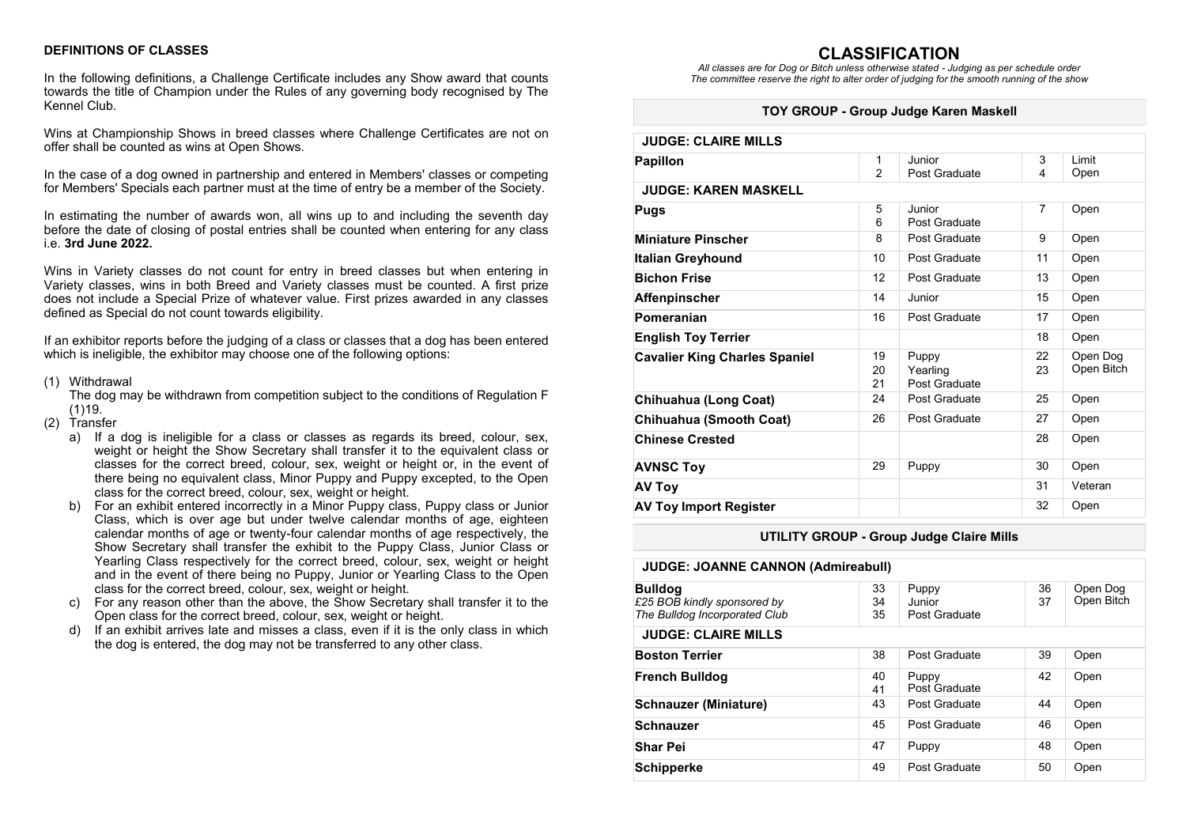**DEFINITIONS OF CLASSES**

In the following definitions, a Challenge Certificate includes any Show award that counts towards the title of Champion under the Rules of any governing body recognised by The Kennel Club.

Wins at Championship Shows in breed classes where Challenge Certificates are not on offer shall be counted as wins at Open Shows.

In the case of a dog owned in partnership and entered in Members' classes or competing for Members' Specials each partner must at the time of entry be a member of the Society.

In estimating the number of awards won, all wins up to and including the seventh day before the date of closing of postal entries shall be counted when entering for any class i.e. **3rd June 2022.**

Wins in Variety classes do not count for entry in breed classes but when entering in Variety classes, wins in both Breed and Variety classes must be counted. A first prize does not include a Special Prize of whatever value. First prizes awarded in any classes defined as Special do not count towards eligibility.

If an exhibitor reports before the judging of a class or classes that a dog has been entered which is ineligible, the exhibitor may choose one of the following options:

(1) Withdrawal
The dog may be withdrawn from competition subject to the conditions of Regulation F (1)19.

(2) Transfer
   a) If a dog is ineligible for a class or classes as regards its breed, colour, sex, weight or height the Show Secretary shall transfer it to the equivalent class or classes for the correct breed, colour, sex, weight or height or, in the event of there being no equivalent class, Minor Puppy and Puppy excepted, to the Open class for the correct breed, colour, sex, weight or height.
   b) For an exhibit entered incorrectly in a Minor Puppy class, Puppy class or Junior Class, which is over age but under twelve calendar months of age, eighteen calendar months of age or twenty-four calendar months of age respectively, the Show Secretary shall transfer the exhibit to the Puppy Class, Junior Class or Yearling Class respectively for the correct breed, colour, sex, weight or height and in the event of there being no Puppy, Junior or Yearling Class to the Open class for the correct breed, colour, sex, weight or height.
   c) For any reason other than the above, the Show Secretary shall transfer it to the Open class for the correct breed, colour, sex, weight or height.
   d) If an exhibit arrives late and misses a class, even if it is the only class in which the dog is entered, the dog may not be transferred to any other class.

# CLASSIFICATION

*All classes are for Dog or Bitch unless otherwise stated - Judging as per schedule order*
*The committee reserve the right to alter order of judging for the smooth running of the show*

## TOY GROUP - Group Judge Karen Maskell

| Breed | No. | Class | No. | Class |
|---|---|---|---|---|
| **JUDGE: CLAIRE MILLS** | | | | |
| **Papillon** | 1<br>2 | Junior<br>Post Graduate | 3<br>4 | Limit<br>Open |
| **JUDGE: KAREN MASKELL** | | | | |
| **Pugs** | 5<br>6 | Junior<br>Post Graduate | 7 | Open |
| **Miniature Pinscher** | 8 | Post Graduate | 9 | Open |
| **Italian Greyhound** | 10 | Post Graduate | 11 | Open |
| **Bichon Frise** | 12 | Post Graduate | 13 | Open |
| **Affenpinscher** | 14 | Junior | 15 | Open |
| **Pomeranian** | 16 | Post Graduate | 17 | Open |
| **English Toy Terrier** | | | 18 | Open |
| **Cavalier King Charles Spaniel** | 19<br>20<br>21 | Puppy<br>Yearling<br>Post Graduate | 22<br>23 | Open Dog<br>Open Bitch |
| **Chihuahua (Long Coat)** | 24 | Post Graduate | 25 | Open |
| **Chihuahua (Smooth Coat)** | 26 | Post Graduate | 27 | Open |
| **Chinese Crested** | | | 28 | Open |
| **AVNSC Toy** | 29 | Puppy | 30 | Open |
| **AV Toy** | | | 31 | Veteran |
| **AV Toy Import Register** | | | 32 | Open |

## UTILITY GROUP - Group Judge Claire Mills

| Breed | No. | Class | No. | Class |
|---|---|---|---|---|
| **JUDGE: JOANNE CANNON (Admireabull)** | | | | |
| **Bulldog**<br>*£25 BOB kindly sponsored by The Bulldog Incorporated Club* | 33<br>34<br>35 | Puppy<br>Junior<br>Post Graduate | 36<br>37 | Open Dog<br>Open Bitch |
| **JUDGE: CLAIRE MILLS** | | | | |
| **Boston Terrier** | 38 | Post Graduate | 39 | Open |
| **French Bulldog** | 40<br>41 | Puppy<br>Post Graduate | 42 | Open |
| **Schnauzer (Miniature)** | 43 | Post Graduate | 44 | Open |
| **Schnauzer** | 45 | Post Graduate | 46 | Open |
| **Shar Pei** | 47 | Puppy | 48 | Open |
| **Schipperke** | 49 | Post Graduate | 50 | Open |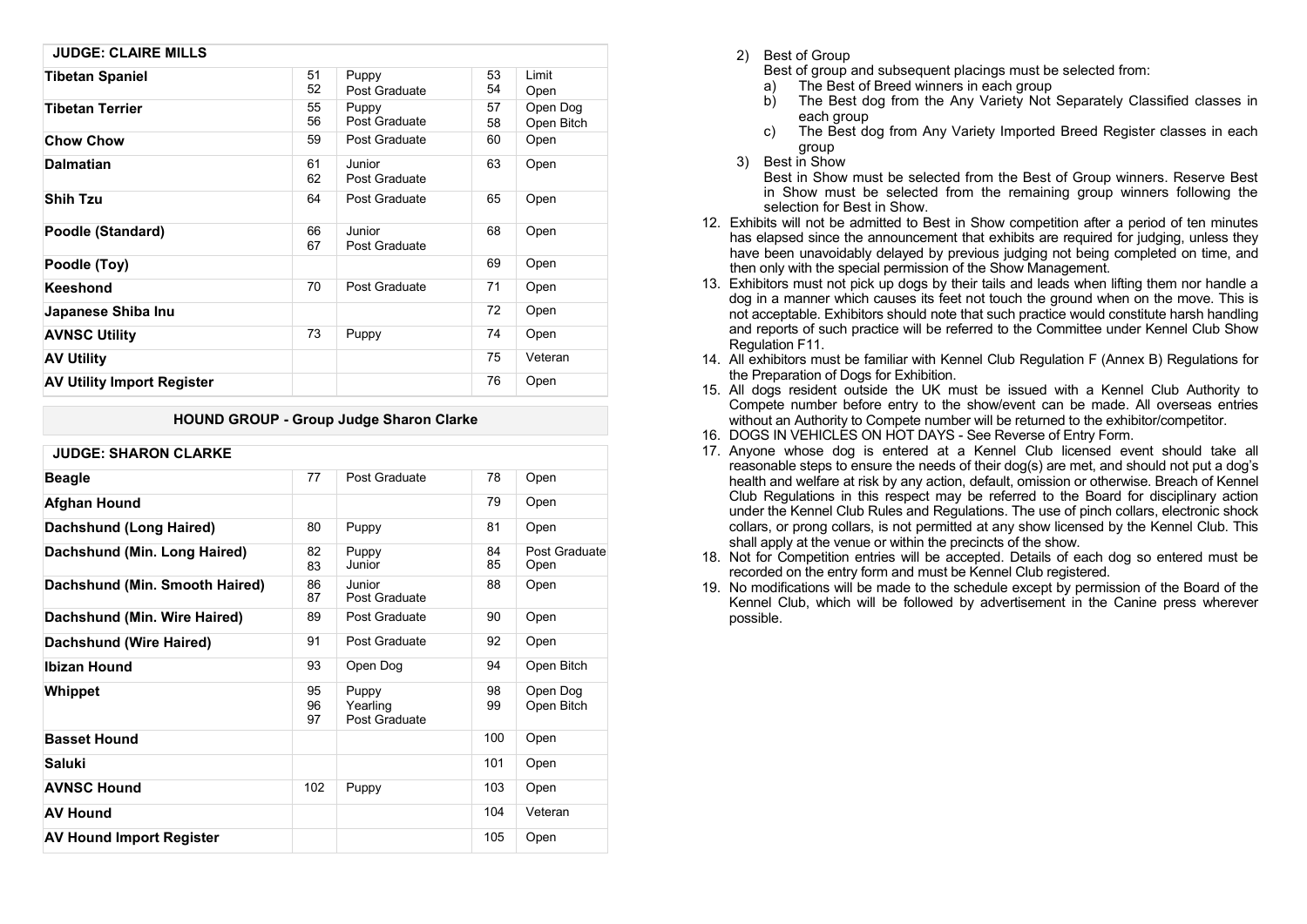| JUDGE: CLAIRE MILLS | | | | |
|---|---|---|---|---|
| **Tibetan Spaniel** | 51<br>52 | Puppy<br>Post Graduate | 53<br>54 | Limit<br>Open |
| **Tibetan Terrier** | 55<br>56 | Puppy<br>Post Graduate | 57<br>58 | Open Dog<br>Open Bitch |
| **Chow Chow** | 59 | Post Graduate | 60 | Open |
| **Dalmatian** | 61<br>62 | Junior<br>Post Graduate | 63 | Open |
| **Shih Tzu** | 64 | Post Graduate | 65 | Open |
| **Poodle (Standard)** | 66<br>67 | Junior<br>Post Graduate | 68 | Open |
| **Poodle (Toy)** | | | 69 | Open |
| **Keeshond** | 70 | Post Graduate | 71 | Open |
| **Japanese Shiba Inu** | | | 72 | Open |
| **AVNSC Utility** | 73 | Puppy | 74 | Open |
| **AV Utility** | | | 75 | Veteran |
| **AV Utility Import Register** | | | 76 | Open |

### HOUND GROUP - Group Judge Sharon Clarke

| JUDGE: SHARON CLARKE | | | | |
|---|---|---|---|---|
| **Beagle** | 77 | Post Graduate | 78 | Open |
| **Afghan Hound** | | | 79 | Open |
| **Dachshund (Long Haired)** | 80 | Puppy | 81 | Open |
| **Dachshund (Min. Long Haired)** | 82<br>83 | Puppy<br>Junior | 84<br>85 | Post Graduate<br>Open |
| **Dachshund (Min. Smooth Haired)** | 86<br>87 | Junior<br>Post Graduate | 88 | Open |
| **Dachshund (Min. Wire Haired)** | 89 | Post Graduate | 90 | Open |
| **Dachshund (Wire Haired)** | 91 | Post Graduate | 92 | Open |
| **Ibizan Hound** | 93 | Open Dog | 94 | Open Bitch |
| **Whippet** | 95<br>96<br>97 | Puppy<br>Yearling<br>Post Graduate | 98<br>99 | Open Dog<br>Open Bitch |
| **Basset Hound** | | | 100 | Open |
| **Saluki** | | | 101 | Open |
| **AVNSC Hound** | 102 | Puppy | 103 | Open |
| **AV Hound** | | | 104 | Veteran |
| **AV Hound Import Register** | | | 105 | Open |

2) Best of Group
   Best of group and subsequent placings must be selected from:
   a) The Best of Breed winners in each group
   b) The Best dog from the Any Variety Not Separately Classified classes in each group
   c) The Best dog from Any Variety Imported Breed Register classes in each group
3) Best in Show
   Best in Show must be selected from the Best of Group winners. Reserve Best in Show must be selected from the remaining group winners following the selection for Best in Show.

12. Exhibits will not be admitted to Best in Show competition after a period of ten minutes has elapsed since the announcement that exhibits are required for judging, unless they have been unavoidably delayed by previous judging not being completed on time, and then only with the special permission of the Show Management.
13. Exhibitors must not pick up dogs by their tails and leads when lifting them nor handle a dog in a manner which causes its feet not touch the ground when on the move. This is not acceptable. Exhibitors should note that such practice would constitute harsh handling and reports of such practice will be referred to the Committee under Kennel Club Show Regulation F11.
14. All exhibitors must be familiar with Kennel Club Regulation F (Annex B) Regulations for the Preparation of Dogs for Exhibition.
15. All dogs resident outside the UK must be issued with a Kennel Club Authority to Compete number before entry to the show/event can be made. All overseas entries without an Authority to Compete number will be returned to the exhibitor/competitor.
16. DOGS IN VEHICLES ON HOT DAYS - See Reverse of Entry Form.
17. Anyone whose dog is entered at a Kennel Club licensed event should take all reasonable steps to ensure the needs of their dog(s) are met, and should not put a dog's health and welfare at risk by any action, default, omission or otherwise. Breach of Kennel Club Regulations in this respect may be referred to the Board for disciplinary action under the Kennel Club Rules and Regulations. The use of pinch collars, electronic shock collars, or prong collars, is not permitted at any show licensed by the Kennel Club. This shall apply at the venue or within the precincts of the show.
18. Not for Competition entries will be accepted. Details of each dog so entered must be recorded on the entry form and must be Kennel Club registered.
19. No modifications will be made to the schedule except by permission of the Board of the Kennel Club, which will be followed by advertisement in the Canine press wherever possible.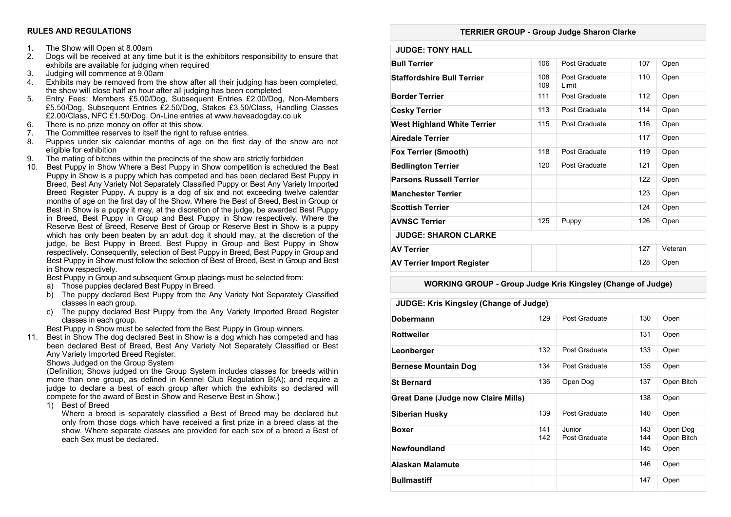## RULES AND REGULATIONS

1. The Show will Open at 8.00am
2. Dogs will be received at any time but it is the exhibitors responsibility to ensure that exhibits are available for judging when required
3. Judging will commence at 9.00am
4. Exhibits may be removed from the show after all their judging has been completed, the show will close half an hour after all judging has been completed
5. Entry Fees: Members £5.00/Dog, Subsequent Entries £2.00/Dog, Non-Members £5.50/Dog, Subsequent Entries £2.50/Dog, Stakes £3.50/Class, Handling Classes £2.00/Class, NFC £1.50/Dog. On-Line entries at www.haveadogday.co.uk
6. There is no prize money on offer at this show.
7. The Committee reserves to itself the right to refuse entries.
8. Puppies under six calendar months of age on the first day of the show are not eligible for exhibition
9. The mating of bitches within the precincts of the show are strictly forbidden
10. Best Puppy in Show Where a Best Puppy in Show competition is scheduled the Best Puppy in Show is a puppy which has competed and has been declared Best Puppy in Breed, Best Any Variety Not Separately Classified Puppy or Best Any Variety Imported Breed Register Puppy. A puppy is a dog of six and not exceeding twelve calendar months of age on the first day of the Show. Where the Best of Breed, Best in Group or Best in Show is a puppy it may, at the discretion of the judge, be awarded Best Puppy in Breed, Best Puppy in Group and Best Puppy in Show respectively. Where the Reserve Best of Breed, Reserve Best of Group or Reserve Best in Show is a puppy which has only been beaten by an adult dog it should may, at the discretion of the judge, be Best Puppy in Breed, Best Puppy in Group and Best Puppy in Show respectively. Consequently, selection of Best Puppy in Breed, Best Puppy in Group and Best Puppy in Show must follow the selection of Best of Breed, Best in Group and Best in Show respectively.

    Best Puppy in Group and subsequent Group placings must be selected from:
    a) Those puppies declared Best Puppy in Breed.
    b) The puppy declared Best Puppy from the Any Variety Not Separately Classified classes in each group.
    c) The puppy declared Best Puppy from the Any Variety Imported Breed Register classes in each group.

    Best Puppy in Show must be selected from the Best Puppy in Group winners.
11. Best in Show The dog declared Best in Show is a dog which has competed and has been declared Best of Breed, Best Any Variety Not Separately Classified or Best Any Variety Imported Breed Register.

    Shows Judged on the Group System

    (Definition; Shows judged on the Group System includes classes for breeds within more than one group, as defined in Kennel Club Regulation B(A); and require a judge to declare a best of each group after which the exhibits so declared will compete for the award of Best in Show and Reserve Best in Show.)

    1) Best of Breed

    Where a breed is separately classified a Best of Breed may be declared but only from those dogs which have received a first prize in a breed class at the show. Where separate classes are provided for each sex of a breed a Best of each Sex must be declared.

## TERRIER GROUP - Group Judge Sharon Clarke

| JUDGE: TONY HALL | | | | |
|---|---|---|---|---|
| **Bull Terrier** | 106 | Post Graduate | 107 | Open |
| **Staffordshire Bull Terrier** | 108<br>109 | Post Graduate<br>Limit | 110 | Open |
| **Border Terrier** | 111 | Post Graduate | 112 | Open |
| **Cesky Terrier** | 113 | Post Graduate | 114 | Open |
| **West Highland White Terrier** | 115 | Post Graduate | 116 | Open |
| **Airedale Terrier** | | | 117 | Open |
| **Fox Terrier (Smooth)** | 118 | Post Graduate | 119 | Open |
| **Bedlington Terrier** | 120 | Post Graduate | 121 | Open |
| **Parsons Russell Terrier** | | | 122 | Open |
| **Manchester Terrier** | | | 123 | Open |
| **Scottish Terrier** | | | 124 | Open |
| **AVNSC Terrier** | 125 | Puppy | 126 | Open |
| **JUDGE: SHARON CLARKE** | | | | |
| **AV Terrier** | | | 127 | Veteran |
| **AV Terrier Import Register** | | | 128 | Open |

## WORKING GROUP - Group Judge Kris Kingsley (Change of Judge)

| JUDGE: Kris Kingsley (Change of Judge) | | | | |
|---|---|---|---|---|
| **Dobermann** | 129 | Post Graduate | 130 | Open |
| **Rottweiler** | | | 131 | Open |
| **Leonberger** | 132 | Post Graduate | 133 | Open |
| **Bernese Mountain Dog** | 134 | Post Graduate | 135 | Open |
| **St Bernard** | 136 | Open Dog | 137 | Open Bitch |
| **Great Dane (Judge now Claire Mills)** | | | 138 | Open |
| **Siberian Husky** | 139 | Post Graduate | 140 | Open |
| **Boxer** | 141<br>142 | Junior<br>Post Graduate | 143<br>144 | Open Dog<br>Open Bitch |
| **Newfoundland** | | | 145 | Open |
| **Alaskan Malamute** | | | 146 | Open |
| **Bullmastiff** | | | 147 | Open |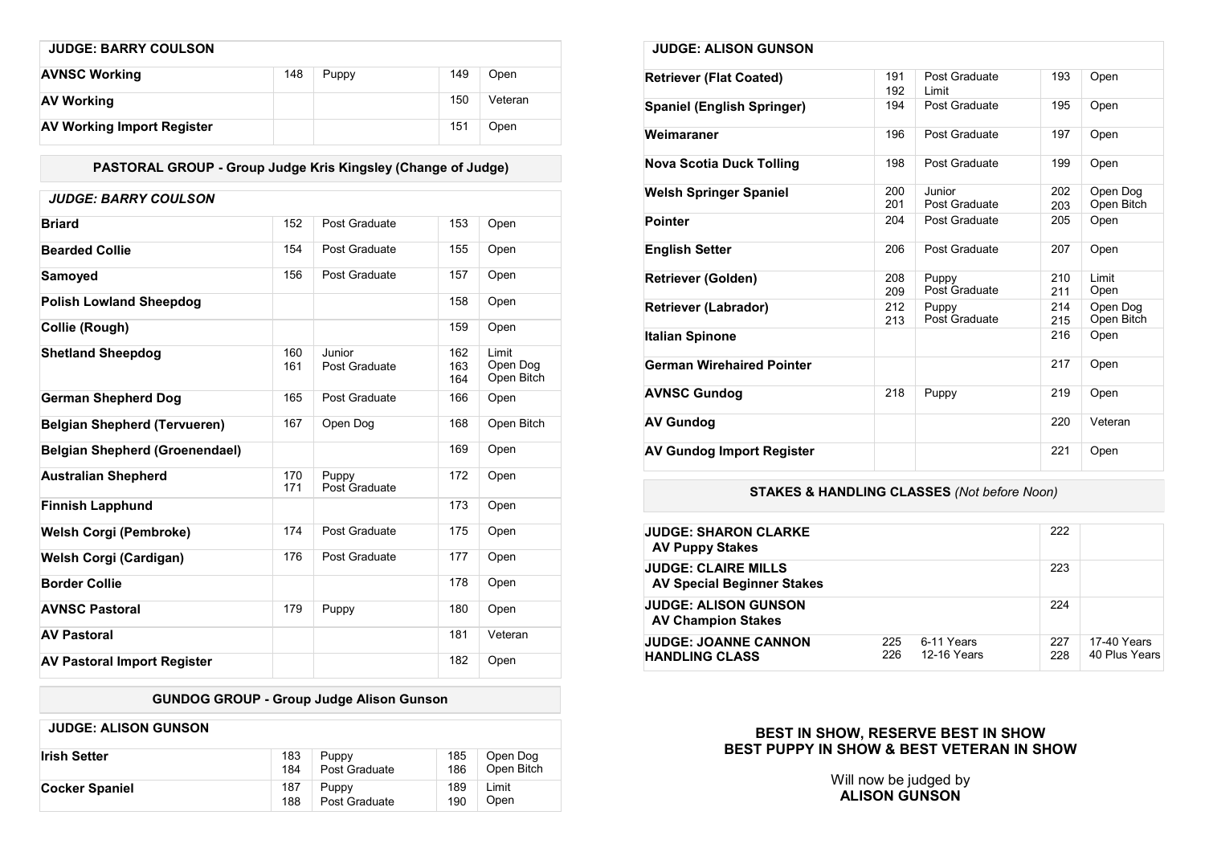| JUDGE: BARRY COULSON | | | | |
|---|---|---|---|---|
| **AVNSC Working** | 148 | Puppy | 149 | Open |
| **AV Working** | | | 150 | Veteran |
| **AV Working Import Register** | | | 151 | Open |

### PASTORAL GROUP - Group Judge Kris Kingsley (Change of Judge)

| *JUDGE: BARRY COULSON* | | | | |
|---|---|---|---|---|
| **Briard** | 152 | Post Graduate | 153 | Open |
| **Bearded Collie** | 154 | Post Graduate | 155 | Open |
| **Samoyed** | 156 | Post Graduate | 157 | Open |
| **Polish Lowland Sheepdog** | | | 158 | Open |
| **Collie (Rough)** | | | 159 | Open |
| **Shetland Sheepdog** | 160<br>161 | Junior<br>Post Graduate | 162<br>163<br>164 | Limit<br>Open Dog<br>Open Bitch |
| **German Shepherd Dog** | 165 | Post Graduate | 166 | Open |
| **Belgian Shepherd (Tervueren)** | 167 | Open Dog | 168 | Open Bitch |
| **Belgian Shepherd (Groenendael)** | | | 169 | Open |
| **Australian Shepherd** | 170<br>171 | Puppy<br>Post Graduate | 172 | Open |
| **Finnish Lapphund** | | | 173 | Open |
| **Welsh Corgi (Pembroke)** | 174 | Post Graduate | 175 | Open |
| **Welsh Corgi (Cardigan)** | 176 | Post Graduate | 177 | Open |
| **Border Collie** | | | 178 | Open |
| **AVNSC Pastoral** | 179 | Puppy | 180 | Open |
| **AV Pastoral** | | | 181 | Veteran |
| **AV Pastoral Import Register** | | | 182 | Open |

### GUNDOG GROUP - Group Judge Alison Gunson

| JUDGE: ALISON GUNSON | | | | |
|---|---|---|---|---|
| **Irish Setter** | 183<br>184 | Puppy<br>Post Graduate | 185<br>186 | Open Dog<br>Open Bitch |
| **Cocker Spaniel** | 187<br>188 | Puppy<br>Post Graduate | 189<br>190 | Limit<br>Open |
| **Retriever (Flat Coated)** | 191<br>192 | Post Graduate<br>Limit | 193 | Open |
| **Spaniel (English Springer)** | 194 | Post Graduate | 195 | Open |
| **Weimaraner** | 196 | Post Graduate | 197 | Open |
| **Nova Scotia Duck Tolling** | 198 | Post Graduate | 199 | Open |
| **Welsh Springer Spaniel** | 200<br>201 | Junior<br>Post Graduate | 202<br>203 | Open Dog<br>Open Bitch |
| **Pointer** | 204 | Post Graduate | 205 | Open |
| **English Setter** | 206 | Post Graduate | 207 | Open |
| **Retriever (Golden)** | 208<br>209 | Puppy<br>Post Graduate | 210<br>211 | Limit<br>Open |
| **Retriever (Labrador)** | 212<br>213 | Puppy<br>Post Graduate | 214<br>215 | Open Dog<br>Open Bitch |
| **Italian Spinone** | | | 216 | Open |
| **German Wirehaired Pointer** | | | 217 | Open |
| **AVNSC Gundog** | 218 | Puppy | 219 | Open |
| **AV Gundog** | | | 220 | Veteran |
| **AV Gundog Import Register** | | | 221 | Open |

### STAKES & HANDLING CLASSES *(Not before Noon)*

| | | | | |
|---|---|---|---|---|
| **JUDGE: SHARON CLARKE**<br>**AV Puppy Stakes** | | | 222 | |
| **JUDGE: CLAIRE MILLS**<br>**AV Special Beginner Stakes** | | | 223 | |
| **JUDGE: ALISON GUNSON**<br>**AV Champion Stakes** | | | 224 | |
| **JUDGE: JOANNE CANNON**<br>**HANDLING CLASS** | 225<br>226 | 6-11 Years<br>12-16 Years | 227<br>228 | 17-40 Years<br>40 Plus Years |

**BEST IN SHOW, RESERVE BEST IN SHOW**
**BEST PUPPY IN SHOW & BEST VETERAN IN SHOW**

Will now be judged by
**ALISON GUNSON**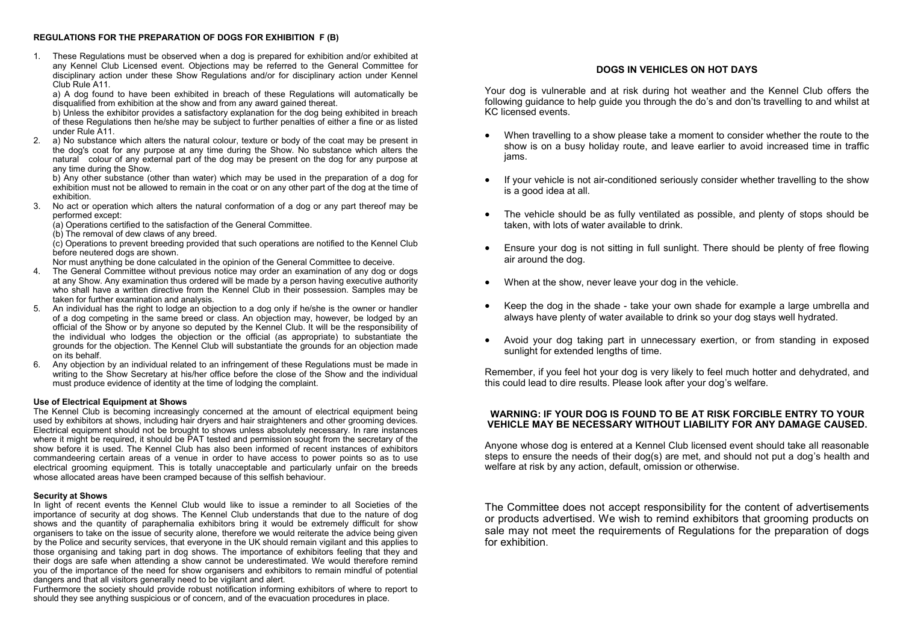## REGULATIONS FOR THE PREPARATION OF DOGS FOR EXHIBITION F (B)

1. These Regulations must be observed when a dog is prepared for exhibition and/or exhibited at any Kennel Club Licensed event. Objections may be referred to the General Committee for disciplinary action under these Show Regulations and/or for disciplinary action under Kennel Club Rule A11.

   a) A dog found to have been exhibited in breach of these Regulations will automatically be disqualified from exhibition at the show and from any award gained thereat.

   b) Unless the exhibitor provides a satisfactory explanation for the dog being exhibited in breach of these Regulations then he/she may be subject to further penalties of either a fine or as listed under Rule A11.

2. a) No substance which alters the natural colour, texture or body of the coat may be present in the dog's coat for any purpose at any time during the Show. No substance which alters the natural colour of any external part of the dog may be present on the dog for any purpose at any time during the Show.

   b) Any other substance (other than water) which may be used in the preparation of a dog for exhibition must not be allowed to remain in the coat or on any other part of the dog at the time of exhibition.

3. No act or operation which alters the natural conformation of a dog or any part thereof may be performed except:

   (a) Operations certified to the satisfaction of the General Committee.

   (b) The removal of dew claws of any breed.

   (c) Operations to prevent breeding provided that such operations are notified to the Kennel Club before neutered dogs are shown.

   Nor must anything be done calculated in the opinion of the General Committee to deceive.

4. The General Committee without previous notice may order an examination of any dog or dogs at any Show. Any examination thus ordered will be made by a person having executive authority who shall have a written directive from the Kennel Club in their possession. Samples may be taken for further examination and analysis.
5. An individual has the right to lodge an objection to a dog only if he/she is the owner or handler of a dog competing in the same breed or class. An objection may, however, be lodged by an official of the Show or by anyone so deputed by the Kennel Club. It will be the responsibility of the individual who lodges the objection or the official (as appropriate) to substantiate the grounds for the objection. The Kennel Club will substantiate the grounds for an objection made on its behalf.
6. Any objection by an individual related to an infringement of these Regulations must be made in writing to the Show Secretary at his/her office before the close of the Show and the individual must produce evidence of identity at the time of lodging the complaint.

### Use of Electrical Equipment at Shows

The Kennel Club is becoming increasingly concerned at the amount of electrical equipment being used by exhibitors at shows, including hair dryers and hair straighteners and other grooming devices. Electrical equipment should not be brought to shows unless absolutely necessary. In rare instances where it might be required, it should be PAT tested and permission sought from the secretary of the show before it is used. The Kennel Club has also been informed of recent instances of exhibitors commandeering certain areas of a venue in order to have access to power points so as to use electrical grooming equipment. This is totally unacceptable and particularly unfair on the breeds whose allocated areas have been cramped because of this selfish behaviour.

### Security at Shows

In light of recent events the Kennel Club would like to issue a reminder to all Societies of the importance of security at dog shows. The Kennel Club understands that due to the nature of dog shows and the quantity of paraphernalia exhibitors bring it would be extremely difficult for show organisers to take on the issue of security alone, therefore we would reiterate the advice being given by the Police and security services, that everyone in the UK should remain vigilant and this applies to those organising and taking part in dog shows. The importance of exhibitors feeling that they and their dogs are safe when attending a show cannot be underestimated. We would therefore remind you of the importance of the need for show organisers and exhibitors to remain mindful of potential dangers and that all visitors generally need to be vigilant and alert.

Furthermore the society should provide robust notification informing exhibitors of where to report to should they see anything suspicious or of concern, and of the evacuation procedures in place.

## DOGS IN VEHICLES ON HOT DAYS

Your dog is vulnerable and at risk during hot weather and the Kennel Club offers the following guidance to help guide you through the do's and don'ts travelling to and whilst at KC licensed events.

- When travelling to a show please take a moment to consider whether the route to the show is on a busy holiday route, and leave earlier to avoid increased time in traffic jams.
- If your vehicle is not air-conditioned seriously consider whether travelling to the show is a good idea at all.
- The vehicle should be as fully ventilated as possible, and plenty of stops should be taken, with lots of water available to drink.
- Ensure your dog is not sitting in full sunlight. There should be plenty of free flowing air around the dog.
- When at the show, never leave your dog in the vehicle.
- Keep the dog in the shade - take your own shade for example a large umbrella and always have plenty of water available to drink so your dog stays well hydrated.
- Avoid your dog taking part in unnecessary exertion, or from standing in exposed sunlight for extended lengths of time.

Remember, if you feel hot your dog is very likely to feel much hotter and dehydrated, and this could lead to dire results. Please look after your dog's welfare.

**WARNING: IF YOUR DOG IS FOUND TO BE AT RISK FORCIBLE ENTRY TO YOUR VEHICLE MAY BE NECESSARY WITHOUT LIABILITY FOR ANY DAMAGE CAUSED.**

Anyone whose dog is entered at a Kennel Club licensed event should take all reasonable steps to ensure the needs of their dog(s) are met, and should not put a dog's health and welfare at risk by any action, default, omission or otherwise.

The Committee does not accept responsibility for the content of advertisements or products advertised. We wish to remind exhibitors that grooming products on sale may not meet the requirements of Regulations for the preparation of dogs for exhibition.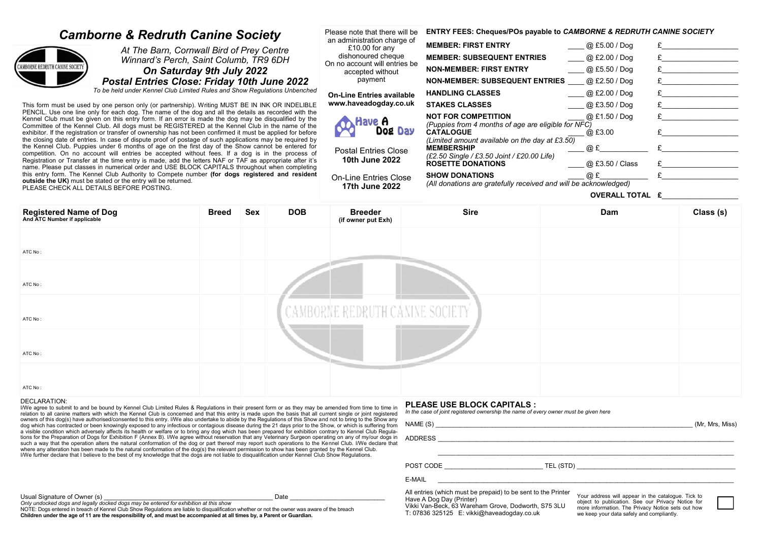# Camborne & Redruth Canine Society

*At The Barn, Cornwall Bird of Prey Centre*
*Winnard's Perch, Saint Columb, TR9 6DH*

***On Saturday 9th July 2022***

***Postal Entries Close: Friday 10th June 2022***

*To be held under Kennel Club Limited Rules and Show Regulations Unbenched*

This form must be used by one person only (or partnership). Writing MUST BE IN INK OR INDELIBLE PENCIL. Use one line only for each dog. The name of the dog and all the details as recorded with the Kennel Club must be given on this entry form. If an error is made the dog may be disqualified by the Committee of the Kennel Club. All dogs must be REGISTERED at the Kennel Club in the name of the exhibitor. If the registration or transfer of ownership has not been confirmed it must be applied for before the closing date of entries. In case of dispute proof of postage of such applications may be required by the Kennel Club. Puppies under 6 months of age on the first day of the Show cannot be entered for competition. On no account will entries be accepted without fees. If a dog is in the process of Registration or Transfer at the time entry is made, add the letters NAF or TAF as appropriate after it's name. Please put classes in numerical order and USE BLOCK CAPITALS throughout when completing this entry form. The Kennel Club Authority to Compete number **(for dogs registered and resident outside the UK)** must be stated or the entry will be returned.
PLEASE CHECK ALL DETAILS BEFORE POSTING.

Please note that there will be an administration charge of £10.00 for any dishonoured cheque
On no account will entries be accepted without payment

**On-Line Entries available www.haveadogday.co.uk**

Have A Dog Day

Postal Entries Close
**10th June 2022**

On-Line Entries Close
**17th June 2022**

**ENTRY FEES: Cheques/POs payable to *CAMBORNE & REDRUTH CANINE SOCIETY***

| | | |
|---|---|---|
| **MEMBER: FIRST ENTRY** | ____ @ £5.00 / Dog | £__________ |
| **MEMBER: SUBSEQUENT ENTRIES** | ____ @ £2.00 / Dog | £__________ |
| **NON-MEMBER: FIRST ENTRY** | ____ @ £5.50 / Dog | £__________ |
| **NON-MEMBER: SUBSEQUENT ENTRIES** | ____ @ £2.50 / Dog | £__________ |
| **HANDLING CLASSES** | ____ @ £2.00 / Dog | £__________ |
| **STAKES CLASSES** | ____ @ £3.50 / Dog | £__________ |
| **NOT FOR COMPETITION** *(Puppies from 4 months of age are eligible for NFC)* | ____ @ £1.50 / Dog | £__________ |
| **CATALOGUE** *(Limited amount available on the day at £3.50)* | ____ @ £3.00 | £__________ |
| **MEMBERSHIP** *(£2.50 Single / £3.50 Joint / £20.00 Life)* | ____ @ £________ | £__________ |
| **ROSETTE DONATIONS** | ____ @ £3.50 / Class | £__________ |
| **SHOW DONATIONS** *(All donations are gratefully received and will be acknowledged)* | ____ @ £________ | £__________ |
| | **OVERALL TOTAL** | **£__________** |

| Registered Name of Dog And ATC Number if applicable | Breed | Sex | DOB | Breeder (if owner put Exh) | Sire | Dam | Class (s) |
|---|---|---|---|---|---|---|---|
| ATC No : | | | | | | | |
| ATC No : | | | | | | | |
| ATC No : | | | | | | | |
| ATC No : | | | | | | | |
| ATC No : | | | | | | | |

DECLARATION:
I/We agree to submit to and be bound by Kennel Club Limited Rules & Regulations in their present form or as they may be amended from time to time in relation to all canine matters with which the Kennel Club is concerned and that this entry is made upon the basis that all current single or joint registered owners of this dog(s) have authorised/consented to this entry. I/We also undertake to abide by the Regulations of this Show and not to bring to the Show any dog which has contracted or been knowingly exposed to any infectious or contagious disease during the 21 days prior to the Show, or which is suffering from a visible condition which adversely affects its health or welfare or to bring any dog which has been prepared for exhibition contrary to Kennel Club Regulations for the Preparation of Dogs for Exhibition F (Annex B). I/We agree without reservation that any Veterinary Surgeon operating on any of my/our dogs in such a way that the operation alters the natural conformation of the dog or part thereof may report such operations to the Kennel Club. I/We declare that where any alteration has been made to the natural conformation of the dog(s) the relevant permission to show has been granted by the Kennel Club.
I/We further declare that I believe to the best of my knowledge that the dogs are not liable to disqualification under Kennel Club Show Regulations.

Usual Signature of Owner (s) ______________________________ Date ____________________

*Only undocked dogs and legally docked dogs may be entered for exhibition at this show*

NOTE: Dogs entered in breach of Kennel Club Show Regulations are liable to disqualification whether or not the owner was aware of the breach

**Children under the age of 11 are the responsibility of, and must be accompanied at all times by, a Parent or Guardian.**

## PLEASE USE BLOCK CAPITALS :

*In the case of joint registered ownership the name of every owner must be given here*

NAME (S) ______________________________ (Mr, Mrs, Miss)

ADDRESS ______________________________

______________________________

POST CODE ____________________ TEL (STD) ____________________

E-MAIL ______________________________

All entries (which must be prepaid) to be sent to the Printer
Have A Dog Day (Printer)
Vikki Van-Beck, 63 Wareham Grove, Dodworth, S75 3LU
T: 07836 325125 E: vikki@haveadogday.co.uk

Your address will appear in the catalogue. Tick to object to publication. See our Privacy Notice for more information. The Privacy Notice sets out how we keep your data safely and compliantly. ☐